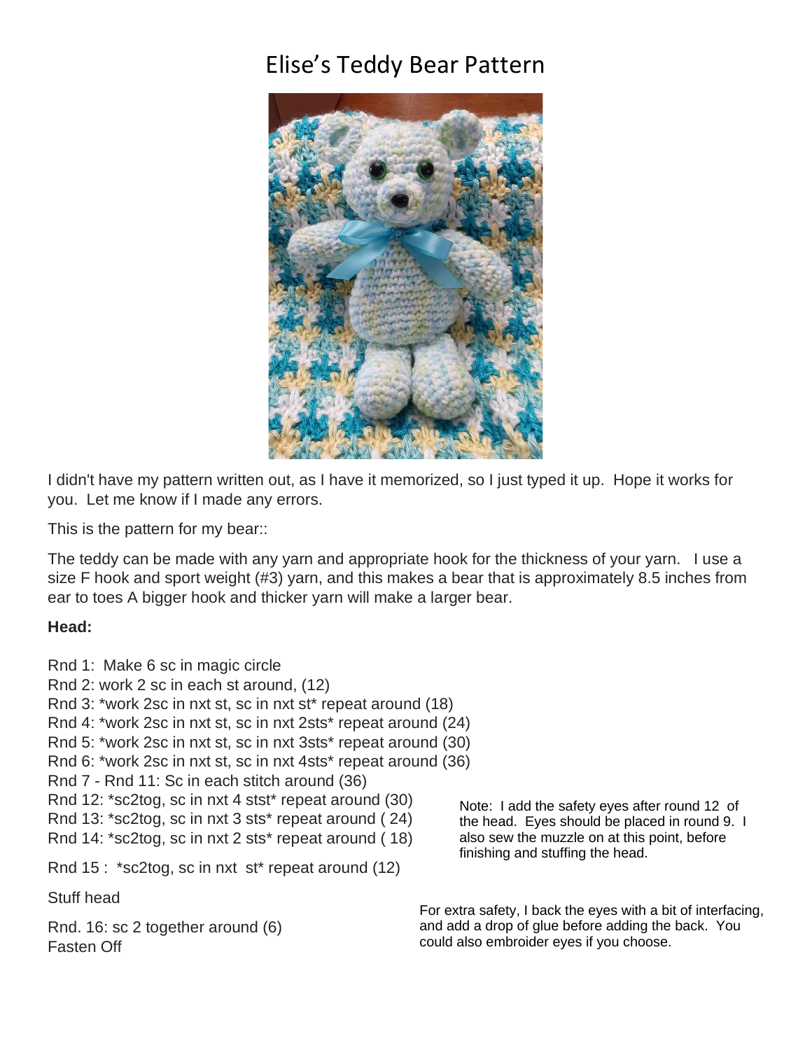# Elise's Teddy Bear Pattern

I didn't have my pattern written out, as I have it memorized, so I just typed it up. Hope it works for you. Let me know if I made any errors.

This is the pattern for my bear::

The teddy can be made with any yarn and appropriate hook for the thickness of your yarn. I use a size F hook and sport weight (#3) yarn, and this makes a bear that is approximately 8.5 inches from ear to toes A bigger hook and thicker yarn will make a larger bear.

**Head:**

Rnd 1: Make 6 sc in magic circle
Rnd 2: work 2 sc in each st around, (12)
Rnd 3: *work 2sc in nxt st, sc in nxt st* repeat around (18)
Rnd 4: *work 2sc in nxt st, sc in nxt 2sts* repeat around (24)
Rnd 5: *work 2sc in nxt st, sc in nxt 3sts* repeat around (30)
Rnd 6: *work 2sc in nxt st, sc in nxt 4sts* repeat around (36)
Rnd 7 - Rnd 11: Sc in each stitch around (36)
Rnd 12: *sc2tog, sc in nxt 4 stst* repeat around (30)
Rnd 13: *sc2tog, sc in nxt 3 sts* repeat around ( 24)
Rnd 14: *sc2tog, sc in nxt 2 sts* repeat around ( 18)

Rnd 15 : *sc2tog, sc in nxt st* repeat around (12)

Note: I add the safety eyes after round 12 of the head. Eyes should be placed in round 9. I also sew the muzzle on at this point, before finishing and stuffing the head.

Stuff head

Rnd. 16: sc 2 together around (6)
Fasten Off

For extra safety, I back the eyes with a bit of interfacing, and add a drop of glue before adding the back. You could also embroider eyes if you choose.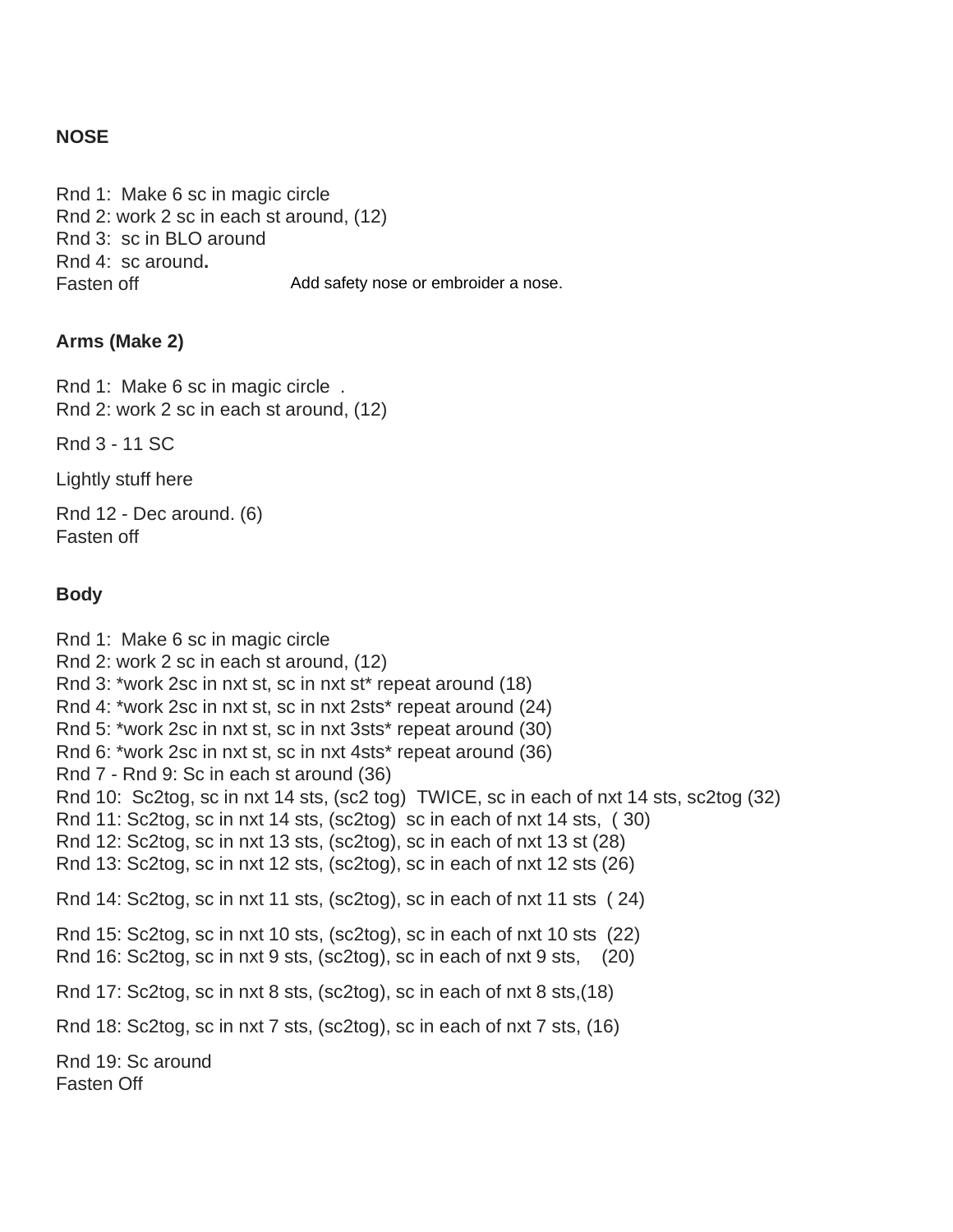**NOSE**

Rnd 1:  Make 6 sc in magic circle
Rnd 2: work 2 sc in each st around, (12)
Rnd 3:  sc in BLO around
Rnd 4:  sc around.
Fasten off

Add safety nose or embroider a nose.

**Arms (Make 2)**

Rnd 1:  Make 6 sc in magic circle  .
Rnd 2: work 2 sc in each st around, (12)

Rnd 3 - 11 SC

Lightly stuff here

Rnd 12 - Dec around. (6)
Fasten off

**Body**

Rnd 1:  Make 6 sc in magic circle
Rnd 2: work 2 sc in each st around, (12)
Rnd 3: *work 2sc in nxt st, sc in nxt st* repeat around (18)
Rnd 4: *work 2sc in nxt st, sc in nxt 2sts* repeat around (24)
Rnd 5: *work 2sc in nxt st, sc in nxt 3sts* repeat around (30)
Rnd 6: *work 2sc in nxt st, sc in nxt 4sts* repeat around (36)
Rnd 7 - Rnd 9: Sc in each st around (36)
Rnd 10:  Sc2tog, sc in nxt 14 sts, (sc2 tog)  TWICE, sc in each of nxt 14 sts, sc2tog (32)
Rnd 11: Sc2tog, sc in nxt 14 sts, (sc2tog)  sc in each of nxt 14 sts,  ( 30)
Rnd 12: Sc2tog, sc in nxt 13 sts, (sc2tog), sc in each of nxt 13 st (28)
Rnd 13: Sc2tog, sc in nxt 12 sts, (sc2tog), sc in each of nxt 12 sts (26)

Rnd 14: Sc2tog, sc in nxt 11 sts, (sc2tog), sc in each of nxt 11 sts  ( 24)

Rnd 15: Sc2tog, sc in nxt 10 sts, (sc2tog), sc in each of nxt 10 sts  (22)
Rnd 16: Sc2tog, sc in nxt 9 sts, (sc2tog), sc in each of nxt 9 sts,    (20)

Rnd 17: Sc2tog, sc in nxt 8 sts, (sc2tog), sc in each of nxt 8 sts,(18)

Rnd 18: Sc2tog, sc in nxt 7 sts, (sc2tog), sc in each of nxt 7 sts, (16)

Rnd 19: Sc around
Fasten Off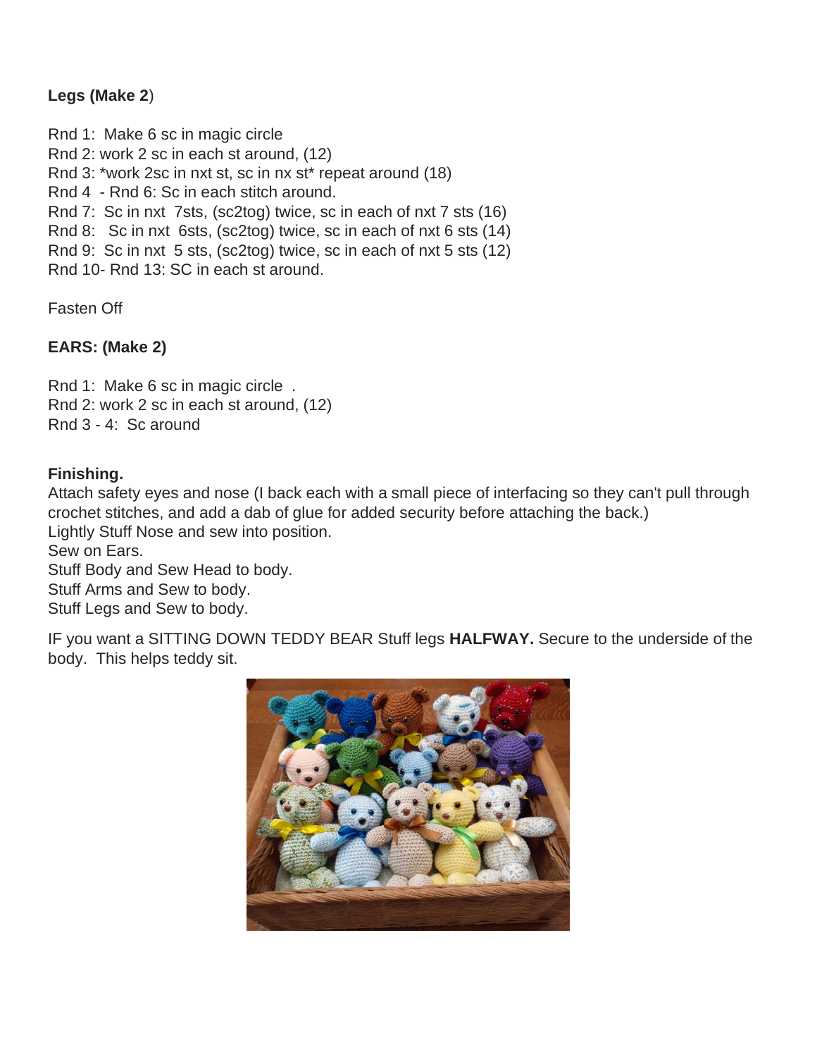**Legs (Make 2**)

Rnd 1: Make 6 sc in magic circle
Rnd 2: work 2 sc in each st around, (12)
Rnd 3: *work 2sc in nxt st, sc in nx st* repeat around (18)
Rnd 4 - Rnd 6: Sc in each stitch around.
Rnd 7: Sc in nxt 7sts, (sc2tog) twice, sc in each of nxt 7 sts (16)
Rnd 8: Sc in nxt 6sts, (sc2tog) twice, sc in each of nxt 6 sts (14)
Rnd 9: Sc in nxt 5 sts, (sc2tog) twice, sc in each of nxt 5 sts (12)
Rnd 10- Rnd 13: SC in each st around.

Fasten Off

**EARS: (Make 2)**

Rnd 1: Make 6 sc in magic circle .
Rnd 2: work 2 sc in each st around, (12)
Rnd 3 - 4: Sc around

**Finishing.**
Attach safety eyes and nose (I back each with a small piece of interfacing so they can't pull through crochet stitches, and add a dab of glue for added security before attaching the back.)
Lightly Stuff Nose and sew into position.
Sew on Ears.
Stuff Body and Sew Head to body.
Stuff Arms and Sew to body.
Stuff Legs and Sew to body.

IF you want a SITTING DOWN TEDDY BEAR Stuff legs **HALFWAY.** Secure to the underside of the body. This helps teddy sit.